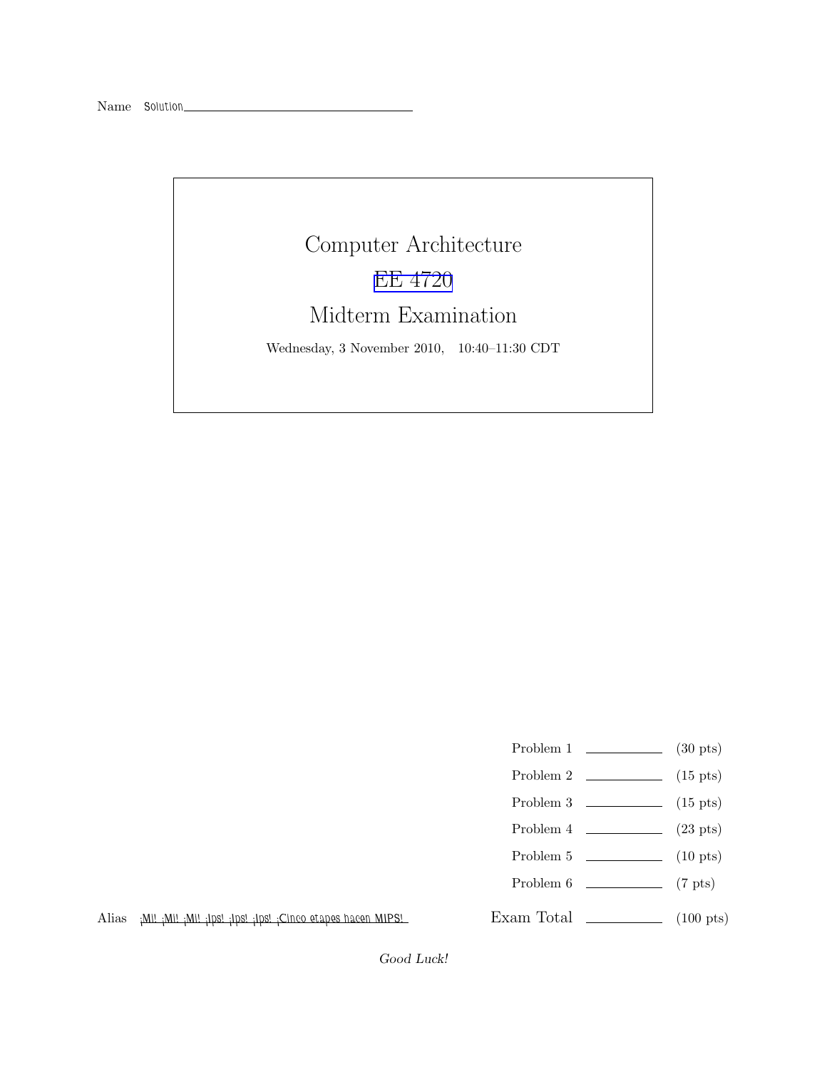Name Solution

# Computer Architecture

## EE 4720

## Midterm Examination

Wednesday, 3 November 2010, 10:40–11:30 CDT

| | | |
|---|---|---|
| Problem 1 | | (30 pts) |
| Problem 2 | | (15 pts) |
| Problem 3 | | (15 pts) |
| Problem 4 | | (23 pts) |
| Problem 5 | | (10 pts) |
| Problem 6 | | (7 pts) |
| Exam Total | | (100 pts) |

Alias ¡Mi! ¡Mi! ¡Mi! ¡Ips! ¡Ips! ¡Ips! ¡Cinco etapes hacen MIPS!

*Good Luck!*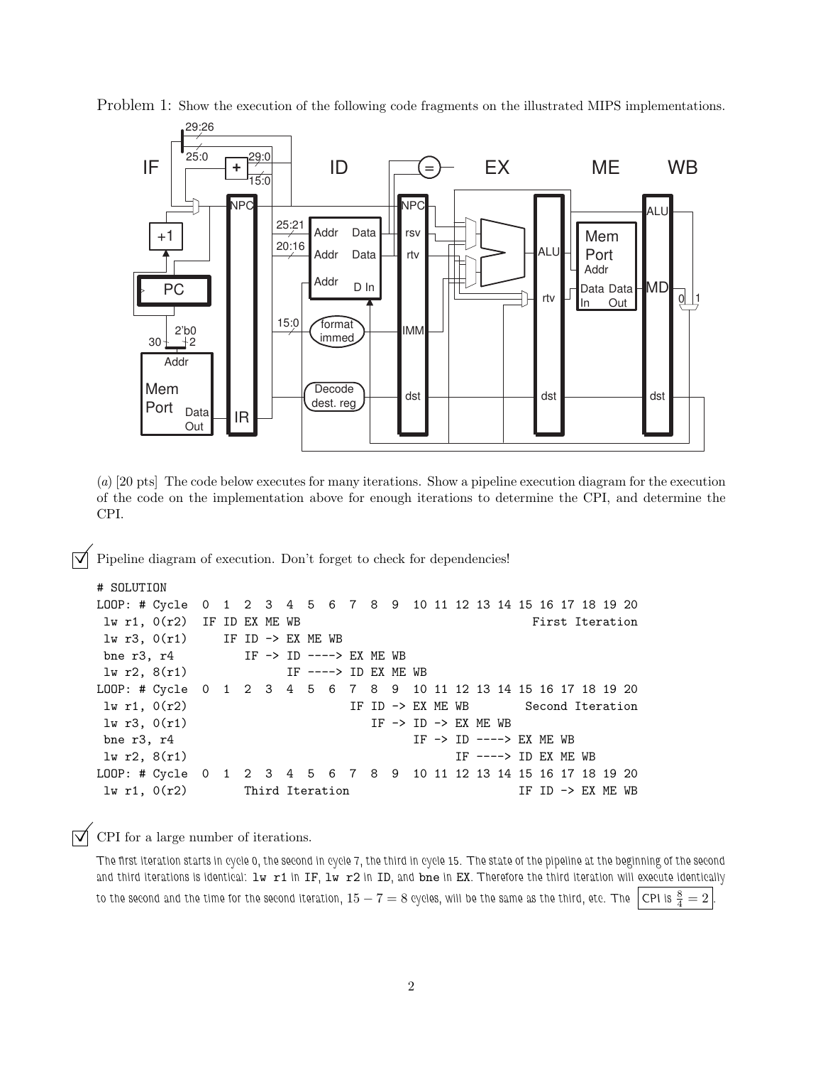Problem 1: Show the execution of the following code fragments on the illustrated MIPS implementations.

(*a*) [20 pts] The code below executes for many iterations. Show a pipeline execution diagram for the execution of the code on the implementation above for enough iterations to determine the CPI, and determine the CPI.

☑ Pipeline diagram of execution. Don't forget to check for dependencies!

```
# SOLUTION
LOOP: # Cycle  0  1  2  3  4  5  6  7  8  9  10 11 12 13 14 15 16 17 18 19 20
 lw r1, 0(r2)  IF ID EX ME WB                                   First Iteration
 lw r3, 0(r1)     IF ID -> EX ME WB
 bne r3, r4          IF -> ID ----> EX ME WB
 lw r2, 8(r1)              IF ----> ID EX ME WB
LOOP: # Cycle  0  1  2  3  4  5  6  7  8  9  10 11 12 13 14 15 16 17 18 19 20
 lw r1, 0(r2)                          IF ID -> EX ME WB        Second Iteration
 lw r3, 0(r1)                             IF -> ID -> EX ME WB
 bne r3, r4                                     IF -> ID ----> EX ME WB
 lw r2, 8(r1)                                         IF ----> ID EX ME WB
LOOP: # Cycle  0  1  2  3  4  5  6  7  8  9  10 11 12 13 14 15 16 17 18 19 20
 lw r1, 0(r2)        Third Iteration                         IF ID -> EX ME WB
```

☑ CPI for a large number of iterations.

*The first iteration starts in cycle 0, the second in cycle 7, the third in cycle 15. The state of the pipeline at the beginning of the second and third iterations is identical:* `lw r1` *in IF,* `lw r2` *in ID, and* `bne` *in EX. Therefore the third iteration will execute identically to the second and the time for the second iteration, $15 - 7 = 8$ cycles, will be the same as the third, etc. The* **CPI is $\frac{8}{4} = 2$**.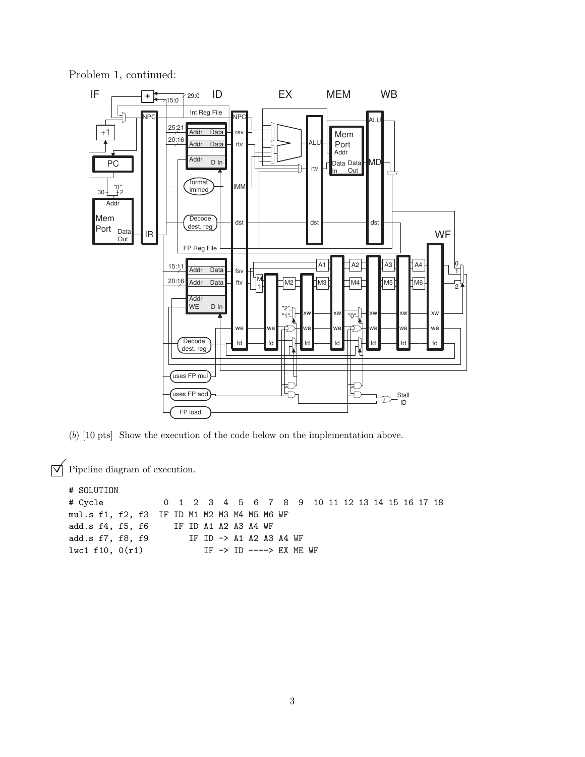Problem 1, continued:

(*b*) [10 pts] Show the execution of the code below on the implementation above.

☑ Pipeline diagram of execution.

```
# SOLUTION
# Cycle            0  1  2  3  4  5  6  7  8  9  10 11 12 13 14 15 16 17 18
mul.s f1, f2, f3  IF ID M1 M2 M3 M4 M5 M6 WF
add.s f4, f5, f6     IF ID A1 A2 A3 A4 WF
add.s f7, f8, f9        IF ID -> A1 A2 A3 A4 WF
lwc1 f10, 0(r1)            IF -> ID ----> EX ME WF
```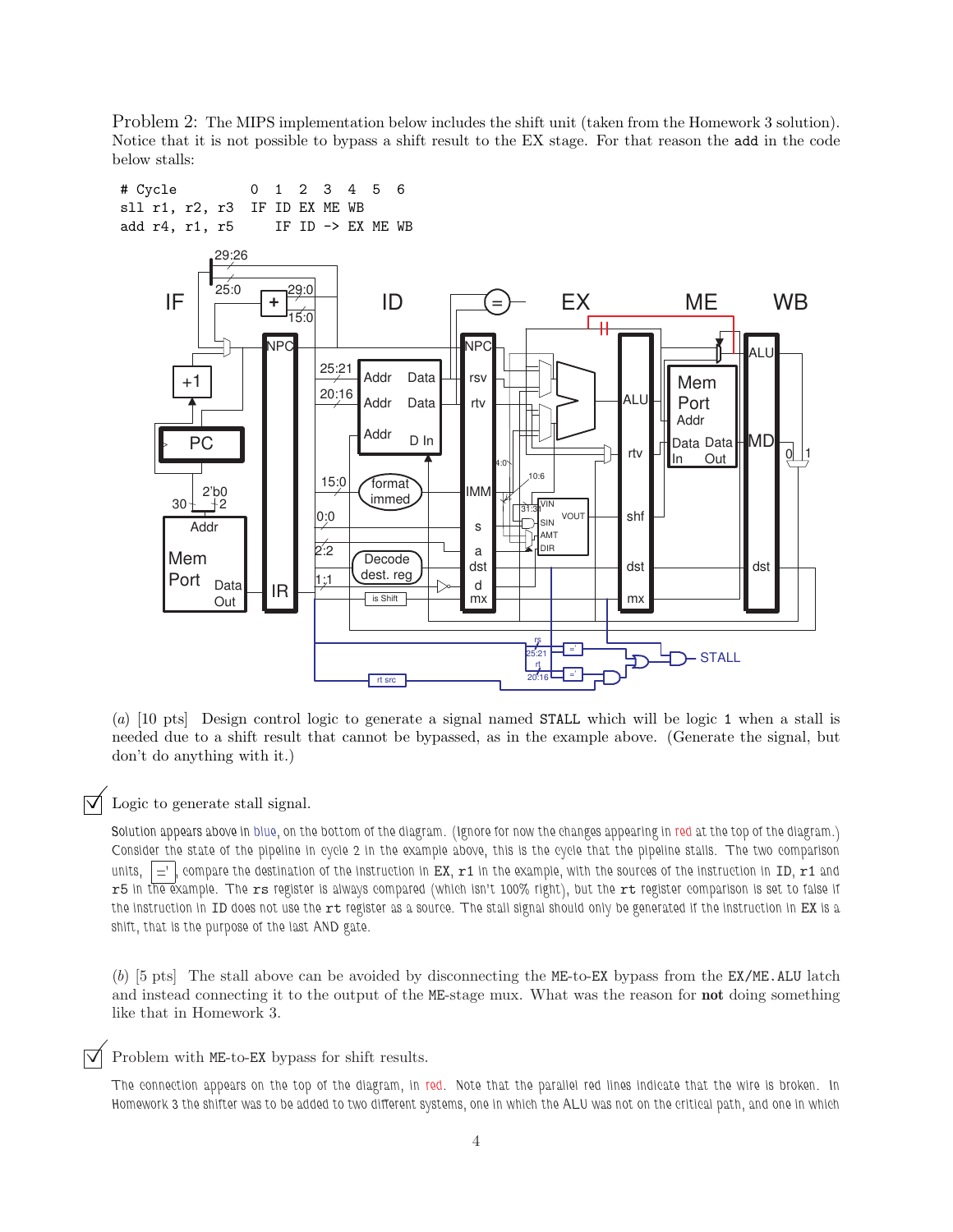Problem 2: The MIPS implementation below includes the shift unit (taken from the Homework 3 solution). Notice that it is not possible to bypass a shift result to the EX stage. For that reason the add in the code below stalls:

```
# Cycle          0  1  2  3  4  5  6
sll r1, r2, r3   IF ID EX ME WB
add r4, r1, r5      IF ID -> EX ME WB
```

(*a*) [10 pts] Design control logic to generate a signal named STALL which will be logic 1 when a stall is needed due to a shift result that cannot be bypassed, as in the example above. (Generate the signal, but don't do anything with it.)

☑ Logic to generate stall signal.

Solution appears above in blue, on the bottom of the diagram. (Ignore for now the changes appearing in red at the top of the diagram.) Consider the state of the pipeline in cycle 2 in the example above, this is the cycle that the pipeline stalls. The two comparison units, =', compare the destination of the instruction in EX, r1 in the example, with the sources of the instruction in ID, r1 and r5 in the example. The rs register is always compared (which isn't 100% right), but the rt register comparison is set to false if the instruction in ID does not use the rt register as a source. The stall signal should only be generated if the instruction in EX is a shift, that is the purpose of the last AND gate.

(*b*) [5 pts] The stall above can be avoided by disconnecting the ME-to-EX bypass from the EX/ME.ALU latch and instead connecting it to the output of the ME-stage mux. What was the reason for **not** doing something like that in Homework 3.

☑ Problem with ME-to-EX bypass for shift results.

The connection appears on the top of the diagram, in red. Note that the parallel red lines indicate that the wire is broken. In Homework 3 the shifter was to be added to two different systems, one in which the ALU was not on the critical path, and one in which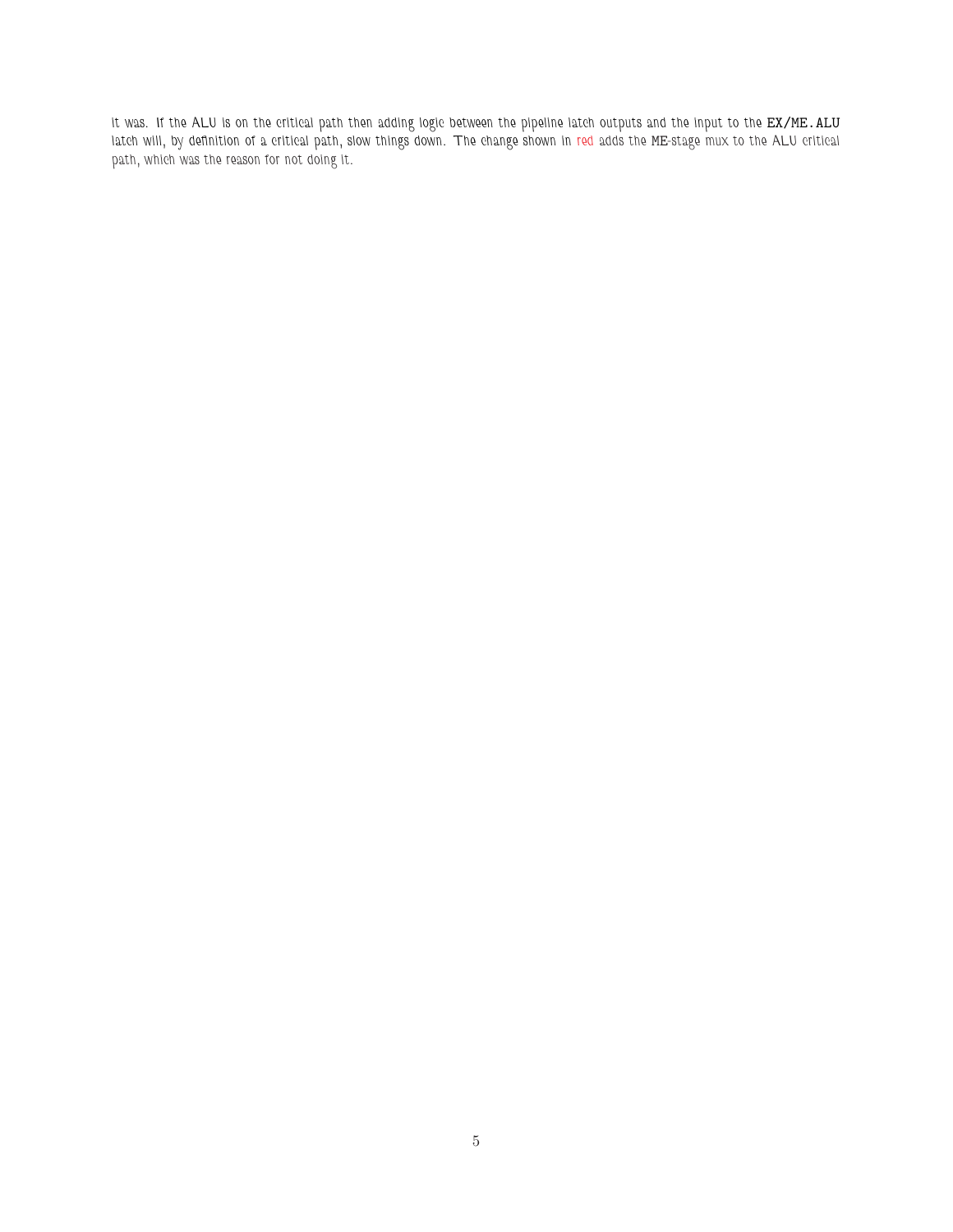it was. If the ALU is on the critical path then adding logic between the pipeline latch outputs and the input to the `EX/ME.ALU` latch will, by definition of a critical path, slow things down. The change shown in red adds the ME-stage mux to the ALU critical path, which was the reason for not doing it.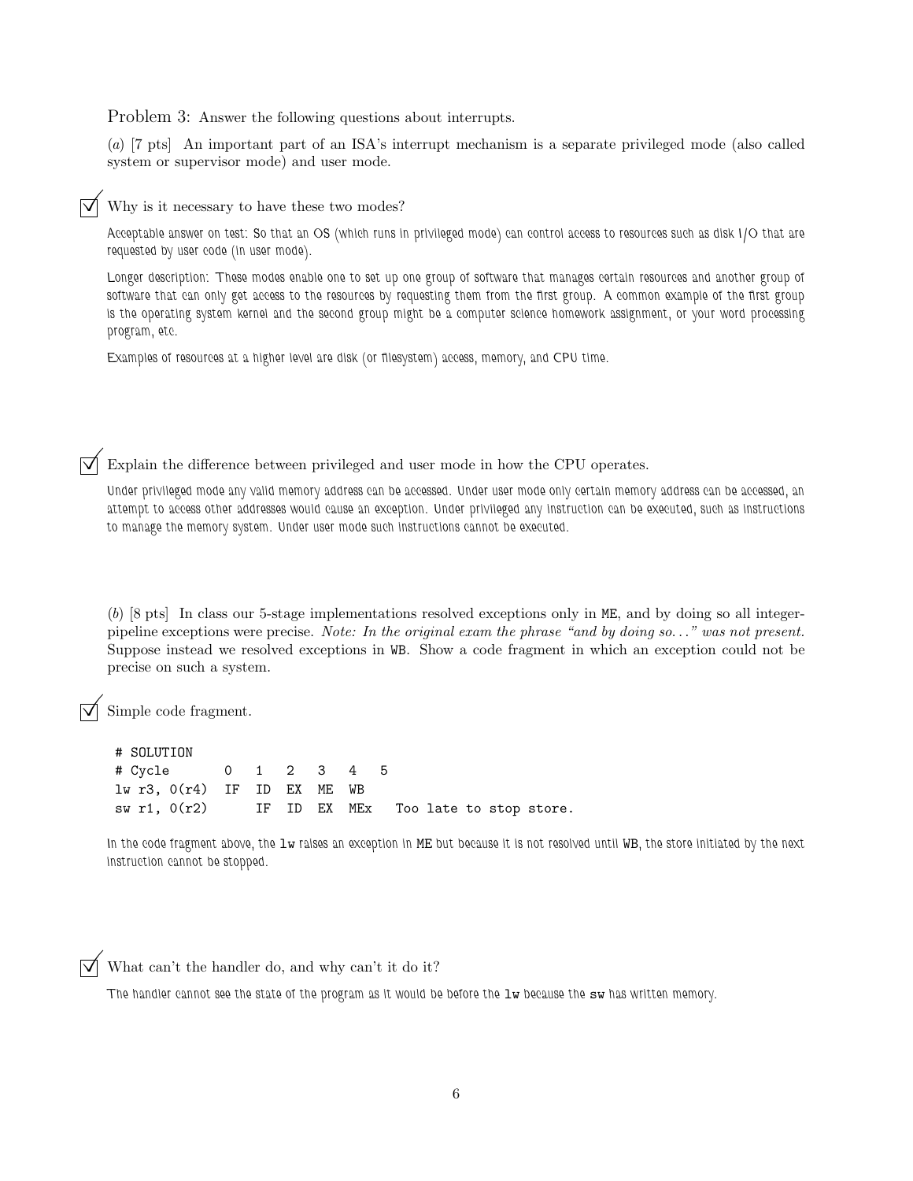Problem 3: Answer the following questions about interrupts.

(*a*) [7 pts] An important part of an ISA's interrupt mechanism is a separate privileged mode (also called system or supervisor mode) and user mode.

☑ Why is it necessary to have these two modes?

*Acceptable answer on test: So that an OS (which runs in privileged mode) can control access to resources such as disk I/O that are requested by user code (in user mode).*

*Longer description: These modes enable one to set up one group of software that manages certain resources and another group of software that can only get access to the resources by requesting them from the first group. A common example of the first group is the operating system kernel and the second group might be a computer science homework assignment, or your word processing program, etc.*

*Examples of resources at a higher level are disk (or filesystem) access, memory, and CPU time.*

☑ Explain the difference between privileged and user mode in how the CPU operates.

*Under privileged mode any valid memory address can be accessed. Under user mode only certain memory address can be accessed, an attempt to access other addresses would cause an exception. Under privileged any instruction can be executed, such as instructions to manage the memory system. Under user mode such instructions cannot be executed.*

(*b*) [8 pts] In class our 5-stage implementations resolved exceptions only in ME, and by doing so all integer-pipeline exceptions were precise. *Note: In the original exam the phrase "and by doing so..." was not present.* Suppose instead we resolved exceptions in WB. Show a code fragment in which an exception could not be precise on such a system.

☑ Simple code fragment.

```
# SOLUTION
# Cycle       0   1   2   3   4   5
lw r3, 0(r4)  IF  ID  EX  ME  WB
sw r1, 0(r2)      IF  ID  EX  MEx   Too late to stop store.
```

*In the code fragment above, the* `lw` *raises an exception in* ME *but because it is not resolved until* WB*, the store initiated by the next instruction cannot be stopped.*

☑ What can't the handler do, and why can't it do it?

*The handler cannot see the state of the program as it would be before the* `lw` *because the* `sw` *has written memory.*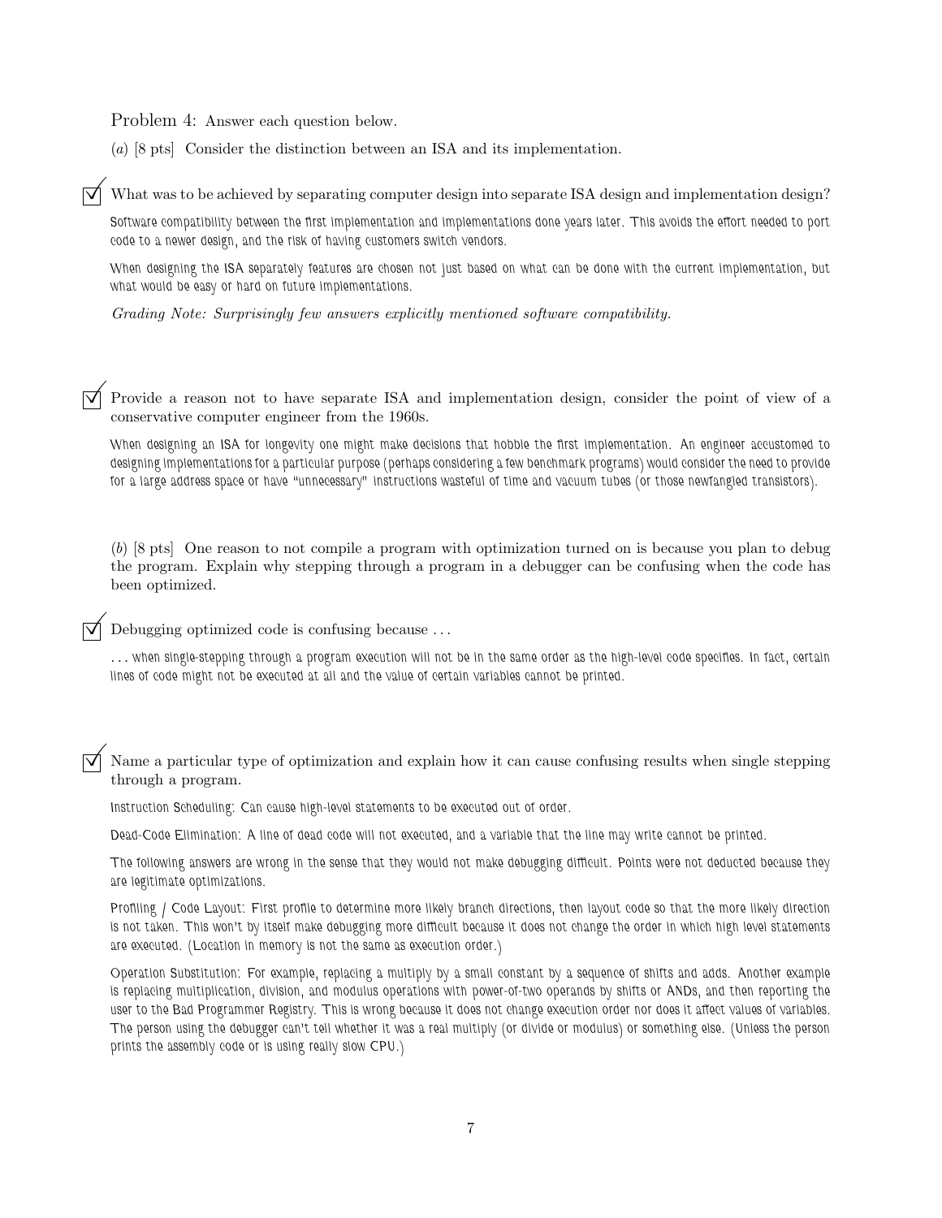Problem 4: Answer each question below.

(*a*) [8 pts] Consider the distinction between an ISA and its implementation.

☑ What was to be achieved by separating computer design into separate ISA design and implementation design?

Software compatibility between the first implementation and implementations done years later. This avoids the effort needed to port code to a newer design, and the risk of having customers switch vendors.

When designing the ISA separately features are chosen not just based on what can be done with the current implementation, but what would be easy or hard on future implementations.

*Grading Note: Surprisingly few answers explicitly mentioned software compatibility.*

☑ Provide a reason not to have separate ISA and implementation design, consider the point of view of a conservative computer engineer from the 1960s.

When designing an ISA for longevity one might make decisions that hobble the first implementation. An engineer accustomed to designing implementations for a particular purpose (perhaps considering a few benchmark programs) would consider the need to provide for a large address space or have "unnecessary" instructions wasteful of time and vacuum tubes (or those newfangled transistors).

(*b*) [8 pts] One reason to not compile a program with optimization turned on is because you plan to debug the program. Explain why stepping through a program in a debugger can be confusing when the code has been optimized.

☑ Debugging optimized code is confusing because …

… when single-stepping through a program execution will not be in the same order as the high-level code specifies. In fact, certain lines of code might not be executed at all and the value of certain variables cannot be printed.

☑ Name a particular type of optimization and explain how it can cause confusing results when single stepping through a program.

Instruction Scheduling: Can cause high-level statements to be executed out of order.

Dead-Code Elimination: A line of dead code will not executed, and a variable that the line may write cannot be printed.

The following answers are wrong in the sense that they would not make debugging difficult. Points were not deducted because they are legitimate optimizations.

Profiling / Code Layout: First profile to determine more likely branch directions, then layout code so that the more likely direction is not taken. This won't by itself make debugging more difficult because it does not change the order in which high level statements are executed. (Location in memory is not the same as execution order.)

Operation Substitution: For example, replacing a multiply by a small constant by a sequence of shifts and adds. Another example is replacing multiplication, division, and modulus operations with power-of-two operands by shifts or ANDs, and then reporting the user to the Bad Programmer Registry. This is wrong because it does not change execution order nor does it affect values of variables. The person using the debugger can't tell whether it was a real multiply (or divide or modulus) or something else. (Unless the person prints the assembly code or is using really slow CPU.)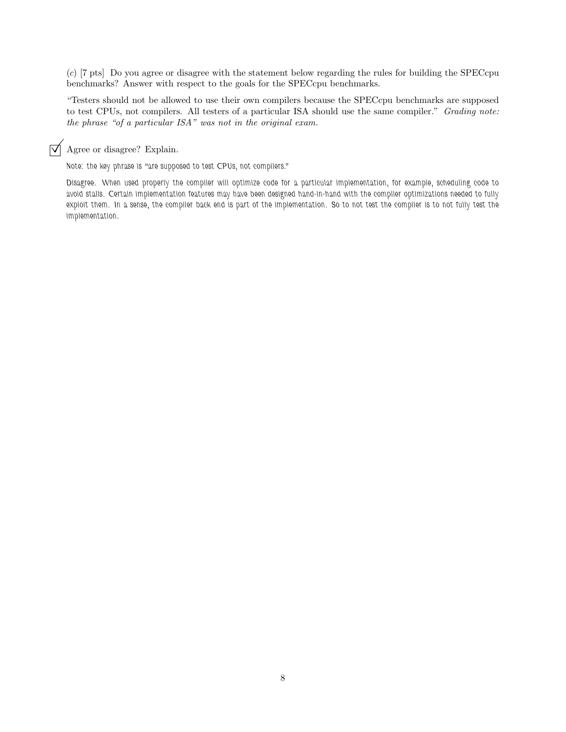(*c*) [7 pts] Do you agree or disagree with the statement below regarding the rules for building the SPECcpu benchmarks? Answer with respect to the goals for the SPECcpu benchmarks.

"Testers should not be allowed to use their own compilers because the SPECcpu benchmarks are supposed to test CPUs, not compilers. All testers of a particular ISA should use the same compiler." *Grading note: the phrase "of a particular ISA" was not in the original exam.*

☑ Agree or disagree? Explain.

Note: the key phrase is "are supposed to test CPUs, not compilers."

Disagree. When used properly the compiler will optimize code for a particular implementation, for example, scheduling code to avoid stalls. Certain implementation features may have been designed hand-in-hand with the compiler optimizations needed to fully exploit them. In a sense, the compiler back end is part of the implementation. So to not test the compiler is to not fully test the implementation.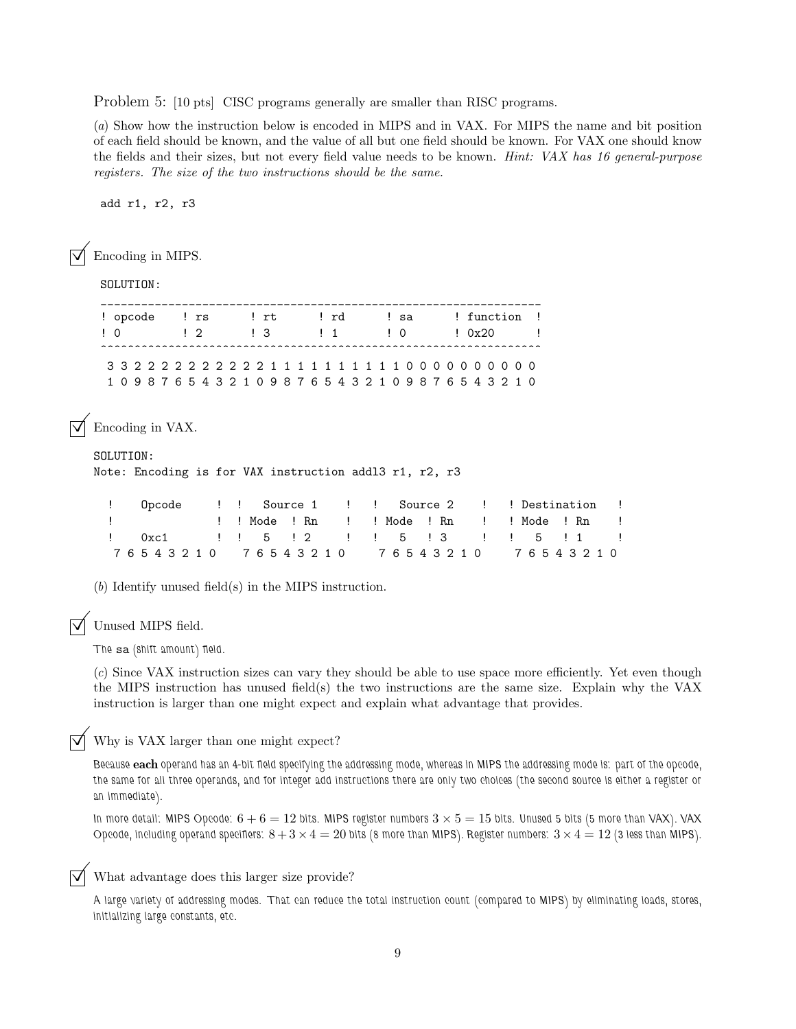Problem 5: [10 pts] CISC programs generally are smaller than RISC programs.

(*a*) Show how the instruction below is encoded in MIPS and in VAX. For MIPS the name and bit position of each field should be known, and the value of all but one field should be known. For VAX one should know the fields and their sizes, but not every field value needs to be known. *Hint: VAX has 16 general-purpose registers. The size of the two instructions should be the same.*

```
add r1, r2, r3
```

☑ Encoding in MIPS.

```
SOLUTION:
-----------------------------------------------------------------
! opcode    ! rs      ! rt      ! rd      ! sa      ! function  !
! 0         ! 2       ! 3       ! 1       ! 0       ! 0x20      !
^^^^^^^^^^^^^^^^^^^^^^^^^^^^^^^^^^^^^^^^^^^^^^^^^^^^^^^^^^^^^^^^^
 3 3 2 2 2 2 2 2 2 2 2 2 1 1 1 1 1 1 1 1 1 1 0 0 0 0 0 0 0 0 0 0
 1 0 9 8 7 6 5 4 3 2 1 0 9 8 7 6 5 4 3 2 1 0 9 8 7 6 5 4 3 2 1 0
```

☑ Encoding in VAX.

```
SOLUTION:
Note: Encoding is for VAX instruction addl3 r1, r2, r3

  !    Opcode     ! !   Source 1    !  !   Source 2    !   ! Destination   !
  !               ! ! Mode  ! Rn    !  ! Mode  ! Rn    !   ! Mode  ! Rn    !
  !    0xc1       ! !   5   ! 2     !  !   5   ! 3     !   !   5   ! 1     !
   7 6 5 4 3 2 1 0   7 6 5 4 3 2 1 0    7 6 5 4 3 2 1 0    7 6 5 4 3 2 1 0
```

(*b*) Identify unused field(s) in the MIPS instruction.

☑ Unused MIPS field.

The sa (shift amount) field.

(*c*) Since VAX instruction sizes can vary they should be able to use space more efficiently. Yet even though the MIPS instruction has unused field(s) the two instructions are the same size. Explain why the VAX instruction is larger than one might expect and explain what advantage that provides.

☑ Why is VAX larger than one might expect?

Because **each** operand has an 4-bit field specifying the addressing mode, whereas in MIPS the addressing mode is: part of the opcode, the same for all three operands, and for integer add instructions there are only two choices (the second source is either a register or an immediate).

In more detail: MIPS Opcode: $6+6=12$ bits. MIPS register numbers $3\times 5=15$ bits. Unused 5 bits (5 more than VAX). VAX Opcode, including operand specifiers: $8+3\times 4=20$ bits (8 more than MIPS). Register numbers: $3\times 4=12$ (3 less than MIPS).

☑ What advantage does this larger size provide?

A large variety of addressing modes. That can reduce the total instruction count (compared to MIPS) by eliminating loads, stores, initializing large constants, etc.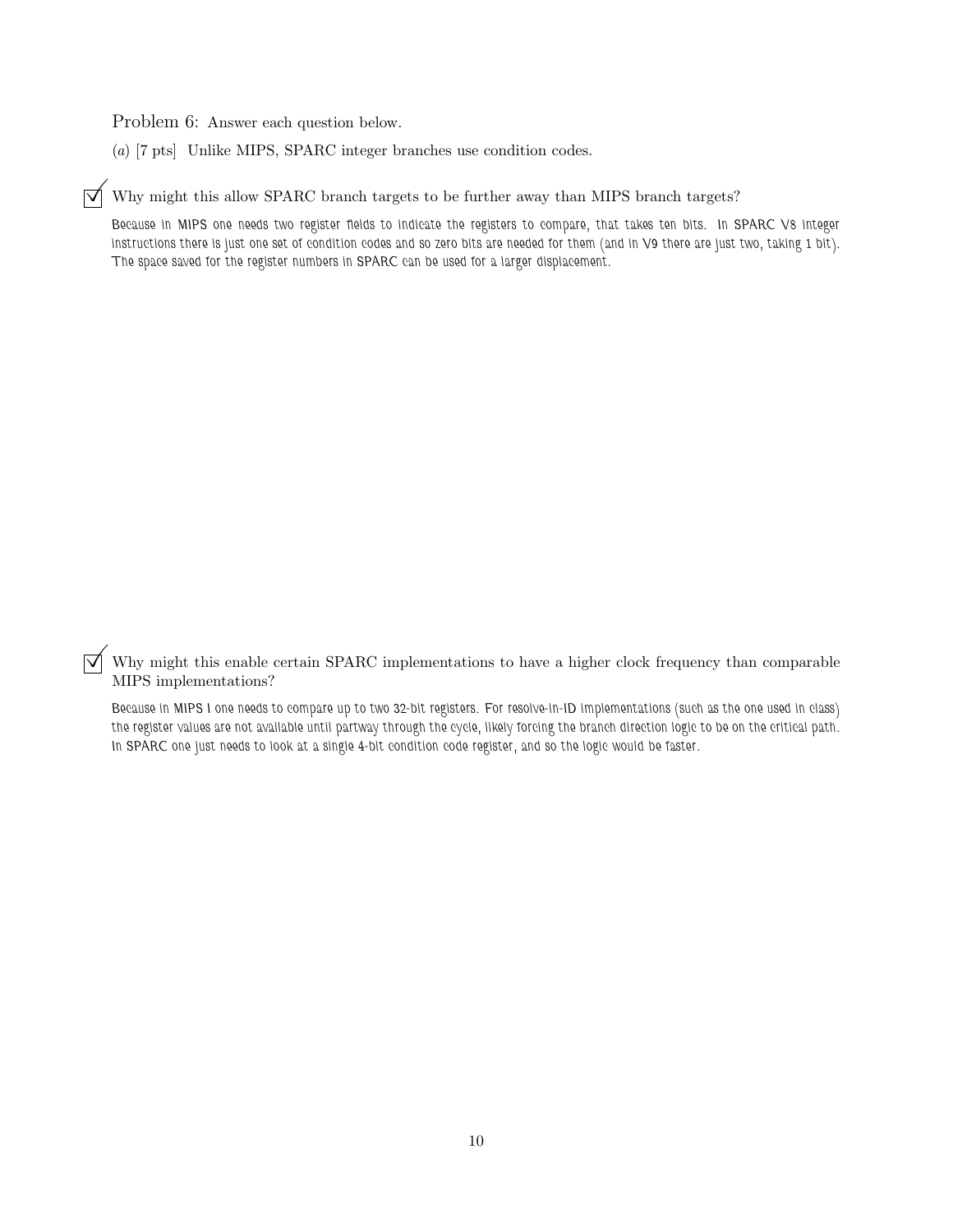Problem 6: Answer each question below.

(*a*) [7 pts] Unlike MIPS, SPARC integer branches use condition codes.

☑ Why might this allow SPARC branch targets to be further away than MIPS branch targets?

*Because in MIPS one needs two register fields to indicate the registers to compare, that takes ten bits. In SPARC V8 integer instructions there is just one set of condition codes and so zero bits are needed for them (and in V9 there are just two, taking 1 bit). The space saved for the register numbers in SPARC can be used for a larger displacement.*

☑ Why might this enable certain SPARC implementations to have a higher clock frequency than comparable MIPS implementations?

*Because in MIPS I one needs to compare up to two 32-bit registers. For resolve-in-ID implementations (such as the one used in class) the register values are not available until partway through the cycle, likely forcing the branch direction logic to be on the critical path. In SPARC one just needs to look at a single 4-bit condition code register, and so the logic would be faster.*